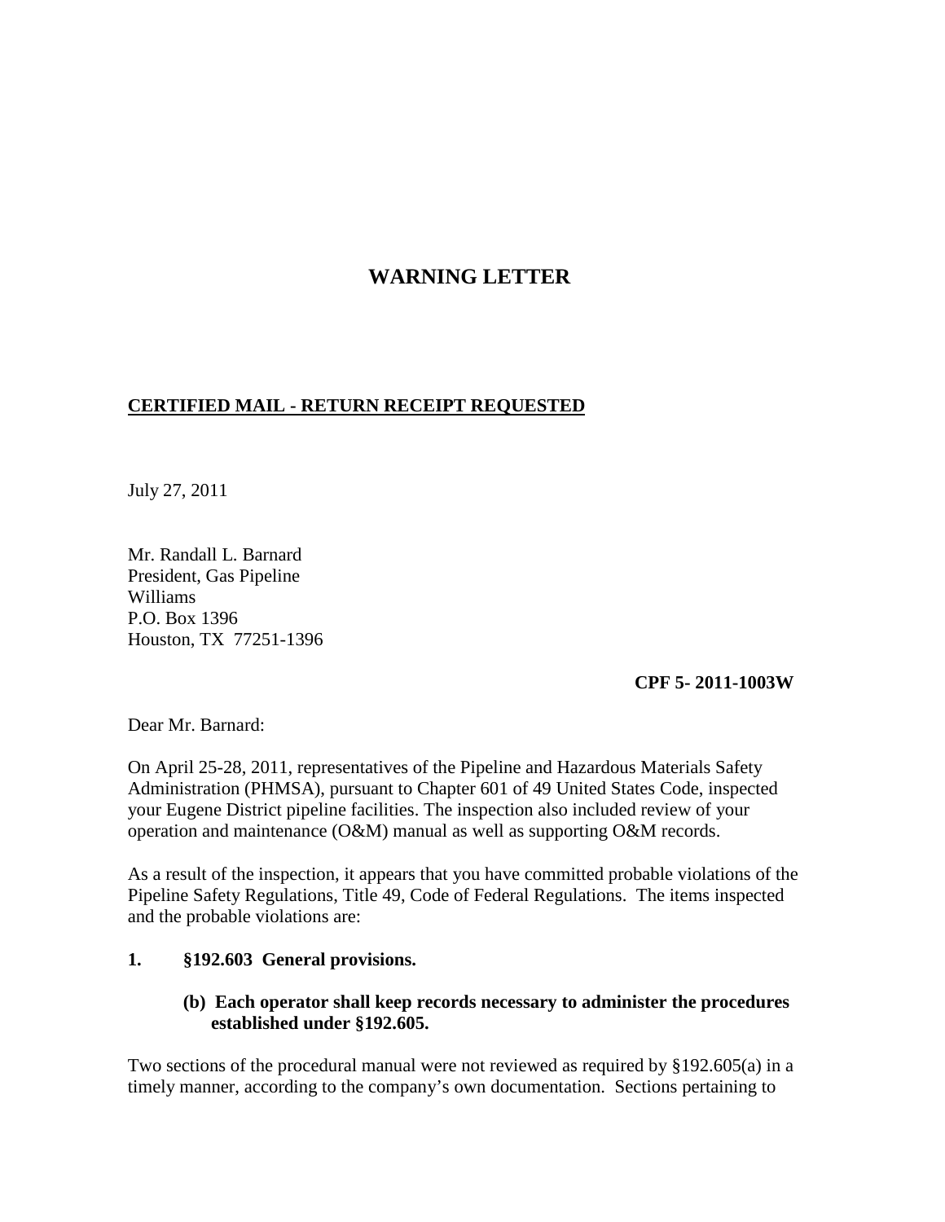# WARNING LETTER

**CERTIFIED MAIL - RETURN RECEIPT REQUESTED**

July 27, 2011

Mr. Randall L. Barnard
President, Gas Pipeline
Williams
P.O. Box 1396
Houston, TX 77251-1396

**CPF 5- 2011-1003W**

Dear Mr. Barnard:

On April 25-28, 2011, representatives of the Pipeline and Hazardous Materials Safety Administration (PHMSA), pursuant to Chapter 601 of 49 United States Code, inspected your Eugene District pipeline facilities. The inspection also included review of your operation and maintenance (O&M) manual as well as supporting O&M records.

As a result of the inspection, it appears that you have committed probable violations of the Pipeline Safety Regulations, Title 49, Code of Federal Regulations. The items inspected and the probable violations are:

**1. §192.603 General provisions.**

> **(b) Each operator shall keep records necessary to administer the procedures established under §192.605.**

Two sections of the procedural manual were not reviewed as required by §192.605(a) in a timely manner, according to the company's own documentation. Sections pertaining to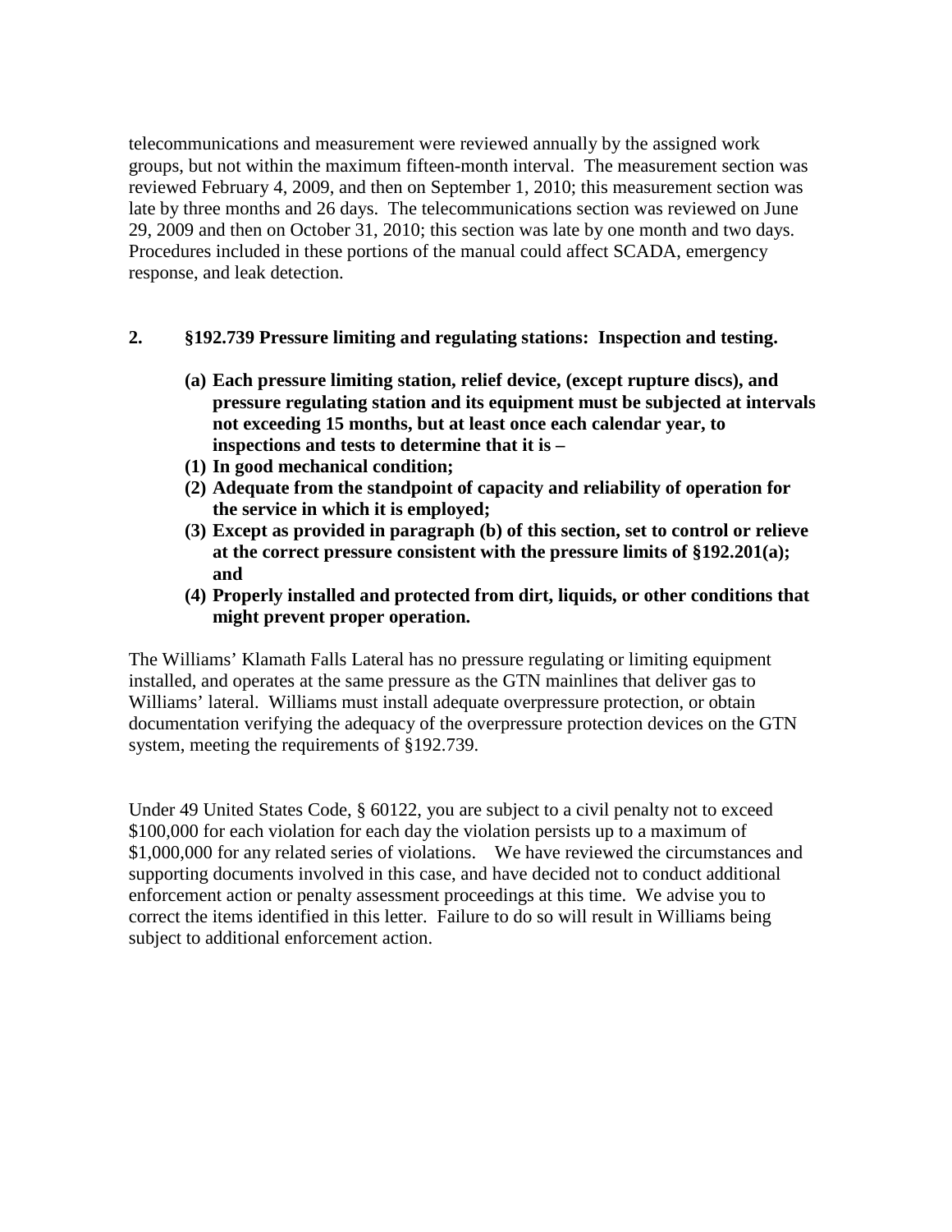telecommunications and measurement were reviewed annually by the assigned work groups, but not within the maximum fifteen-month interval. The measurement section was reviewed February 4, 2009, and then on September 1, 2010; this measurement section was late by three months and 26 days. The telecommunications section was reviewed on June 29, 2009 and then on October 31, 2010; this section was late by one month and two days. Procedures included in these portions of the manual could affect SCADA, emergency response, and leak detection.

**2. §192.739 Pressure limiting and regulating stations: Inspection and testing.**

**(a) Each pressure limiting station, relief device, (except rupture discs), and pressure regulating station and its equipment must be subjected at intervals not exceeding 15 months, but at least once each calendar year, to inspections and tests to determine that it is –**

**(1) In good mechanical condition;**

**(2) Adequate from the standpoint of capacity and reliability of operation for the service in which it is employed;**

**(3) Except as provided in paragraph (b) of this section, set to control or relieve at the correct pressure consistent with the pressure limits of §192.201(a); and**

**(4) Properly installed and protected from dirt, liquids, or other conditions that might prevent proper operation.**

The Williams' Klamath Falls Lateral has no pressure regulating or limiting equipment installed, and operates at the same pressure as the GTN mainlines that deliver gas to Williams' lateral. Williams must install adequate overpressure protection, or obtain documentation verifying the adequacy of the overpressure protection devices on the GTN system, meeting the requirements of §192.739.

Under 49 United States Code, § 60122, you are subject to a civil penalty not to exceed $100,000 for each violation for each day the violation persists up to a maximum of $1,000,000 for any related series of violations. We have reviewed the circumstances and supporting documents involved in this case, and have decided not to conduct additional enforcement action or penalty assessment proceedings at this time. We advise you to correct the items identified in this letter. Failure to do so will result in Williams being subject to additional enforcement action.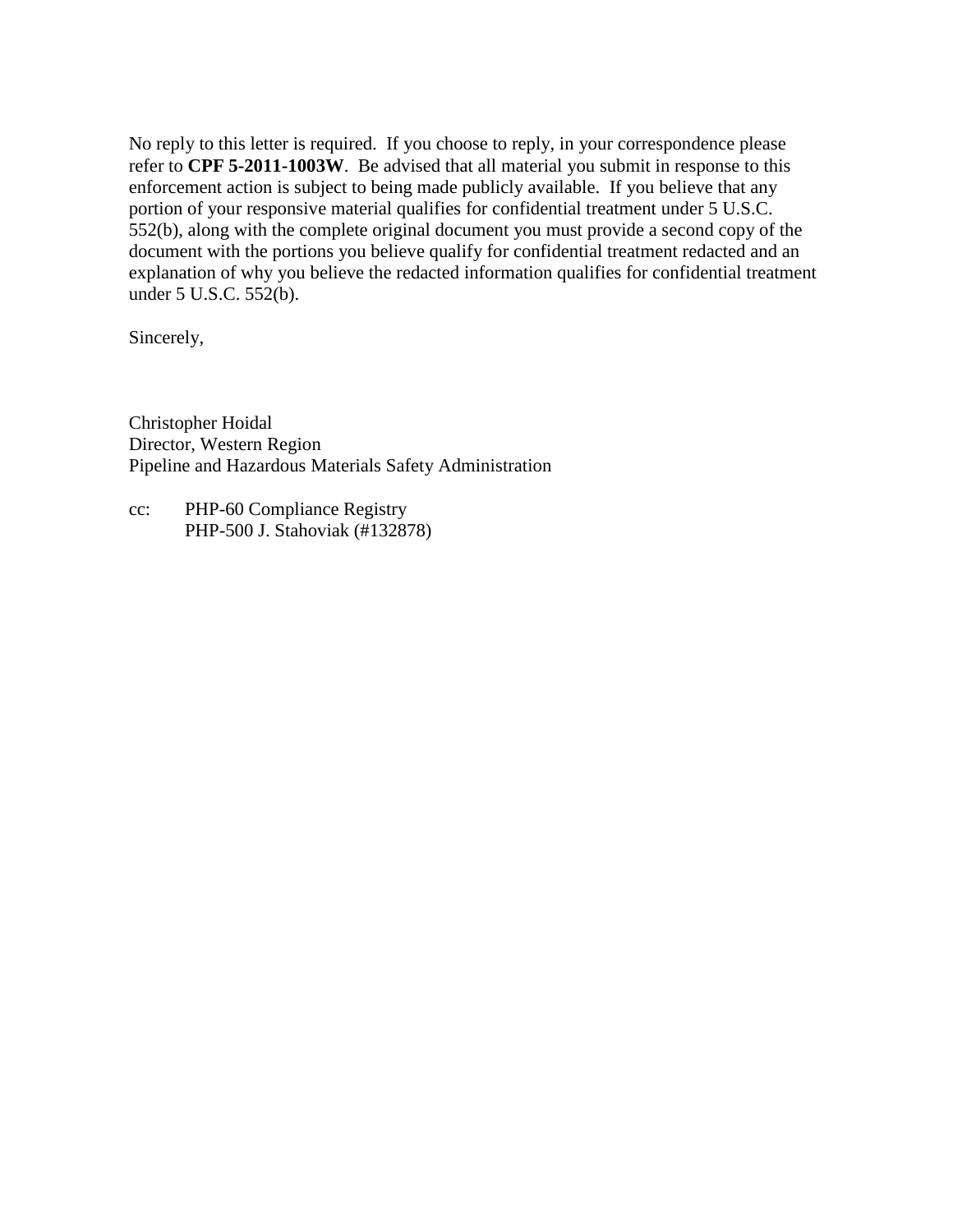No reply to this letter is required. If you choose to reply, in your correspondence please refer to **CPF 5-2011-1003W**. Be advised that all material you submit in response to this enforcement action is subject to being made publicly available. If you believe that any portion of your responsive material qualifies for confidential treatment under 5 U.S.C. 552(b), along with the complete original document you must provide a second copy of the document with the portions you believe qualify for confidential treatment redacted and an explanation of why you believe the redacted information qualifies for confidential treatment under 5 U.S.C. 552(b).

Sincerely,

Christopher Hoidal
Director, Western Region
Pipeline and Hazardous Materials Safety Administration

cc: PHP-60 Compliance Registry
PHP-500 J. Stahoviak (#132878)